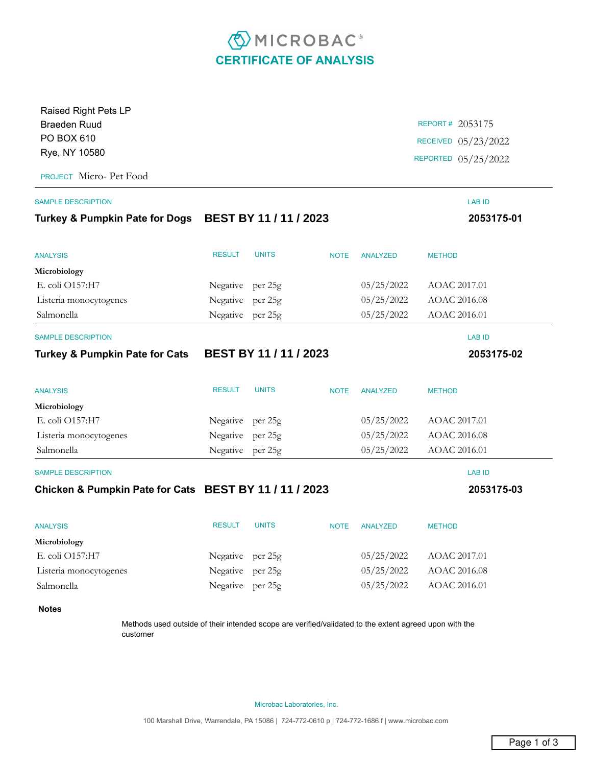# MICROBAC®

## CERTIFICATE OF ANALYSIS

Raised Right Pets LP
Braeden Ruud
PO BOX 610
Rye, NY 10580

REPORT # 2053175
RECEIVED 05/23/2022
REPORTED 05/25/2022

PROJECT Micro- Pet Food

---

SAMPLE DESCRIPTION | LAB ID

**Turkey & Pumpkin Pate for Dogs BEST BY 11 / 11 / 2023** | **2053175-01**

| ANALYSIS | RESULT | UNITS | NOTE | ANALYZED | METHOD |
|---|---|---|---|---|---|
| **Microbiology** | | | | | |
| E. coli O157:H7 | Negative | per 25g | | 05/25/2022 | AOAC 2017.01 |
| Listeria monocytogenes | Negative | per 25g | | 05/25/2022 | AOAC 2016.08 |
| Salmonella | Negative | per 25g | | 05/25/2022 | AOAC 2016.01 |

---

SAMPLE DESCRIPTION | LAB ID

**Turkey & Pumpkin Pate for Cats BEST BY 11 / 11 / 2023** | **2053175-02**

| ANALYSIS | RESULT | UNITS | NOTE | ANALYZED | METHOD |
|---|---|---|---|---|---|
| **Microbiology** | | | | | |
| E. coli O157:H7 | Negative | per 25g | | 05/25/2022 | AOAC 2017.01 |
| Listeria monocytogenes | Negative | per 25g | | 05/25/2022 | AOAC 2016.08 |
| Salmonella | Negative | per 25g | | 05/25/2022 | AOAC 2016.01 |

---

SAMPLE DESCRIPTION | LAB ID

**Chicken & Pumpkin Pate for Cats BEST BY 11 / 11 / 2023** | **2053175-03**

| ANALYSIS | RESULT | UNITS | NOTE | ANALYZED | METHOD |
|---|---|---|---|---|---|
| **Microbiology** | | | | | |
| E. coli O157:H7 | Negative | per 25g | | 05/25/2022 | AOAC 2017.01 |
| Listeria monocytogenes | Negative | per 25g | | 05/25/2022 | AOAC 2016.08 |
| Salmonella | Negative | per 25g | | 05/25/2022 | AOAC 2016.01 |

**Notes**

Methods used outside of their intended scope are verified/validated to the extent agreed upon with the customer

Microbac Laboratories, Inc.

100 Marshall Drive, Warrendale, PA 15086 | 724-772-0610 p | 724-772-1686 f | www.microbac.com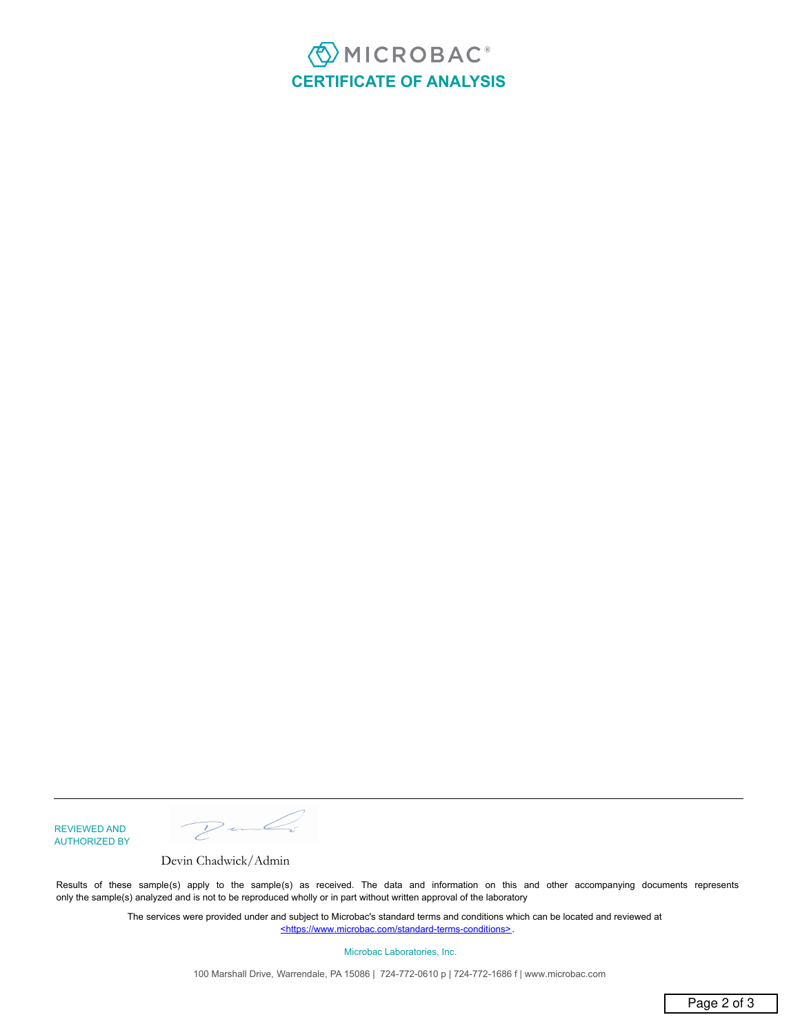# MICROBAC®

## CERTIFICATE OF ANALYSIS

REVIEWED AND AUTHORIZED BY

Devin Chadwick/Admin

Results of these sample(s) apply to the sample(s) as received. The data and information on this and other accompanying documents represents only the sample(s) analyzed and is not to be reproduced wholly or in part without written approval of the laboratory

The services were provided under and subject to Microbac's standard terms and conditions which can be located and reviewed at <https://www.microbac.com/standard-terms-conditions>.

Microbac Laboratories, Inc.

100 Marshall Drive, Warrendale, PA 15086 | 724-772-0610 p | 724-772-1686 f | www.microbac.com